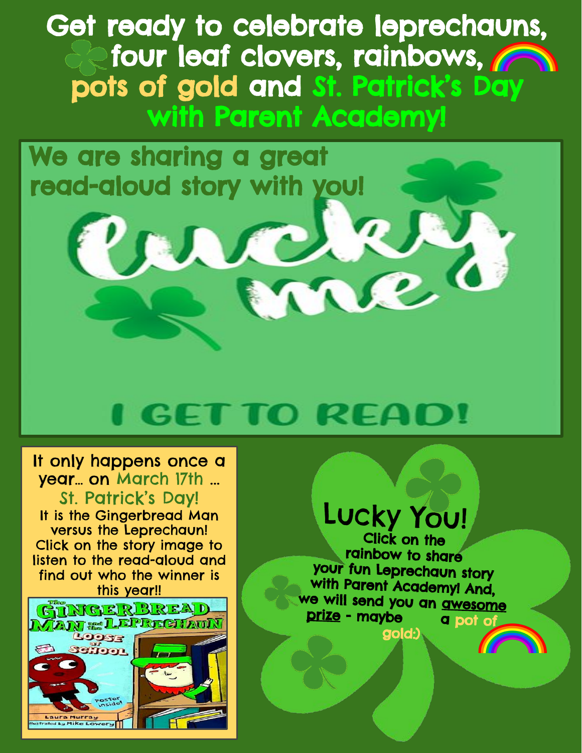# Get ready to celebrate leprechauns, four leaf clovers, rainbows, pots of gold and St. Patrick's Day with Parent Academy!

We are sharing a great read-aloud story with you!

lucky me

I GET TO READ!

It only happens once a year… on March 17th … St. Patrick's Day!

It is the Gingerbread Man versus the Leprechaun! Click on the story image to listen to the read-aloud and find out who the winner is this year!!

The Gingerbread Man and the Leprechaun Loose at School

Poster inside!

Laura Murray

Illustrated by Mike Lowery

## Lucky You!

Click on the rainbow to share your fun Leprechaun story with Parent Academy! And, we will send you an awesome prize - maybe a pot of gold:)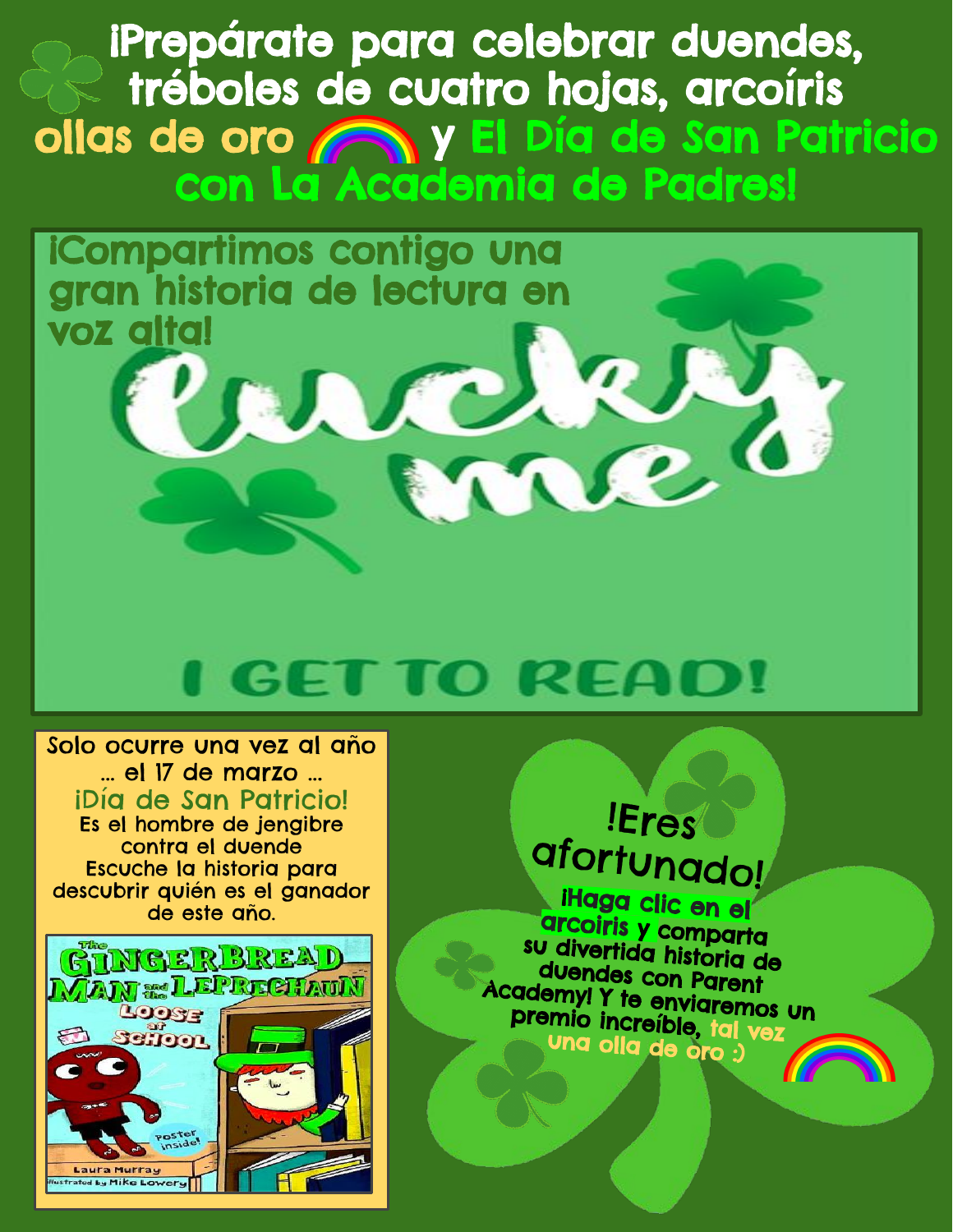# ¡Prepárate para celebrar duendes, tréboles de cuatro hojas, arcoíris ollas de oro y El Día de San Patricio con La Academia de Padres!

¡Compartimos contigo una gran historia de lectura en voz alta!

Lucky me

I GET TO READ!

Solo ocurre una vez al año … el 17 de marzo …

¡Día de San Patricio!

Es el hombre de jengibre contra el duende

Escuche la historia para descubrir quién es el ganador de este año.

The Gingerbread Man and the Leprechaun Loose at School

Poster inside!

Laura Murray

Illustrated by Mike Lowery

!Eres afortunado!

¡Haga clic en el arcoiris y comparta su divertida historia de duendes con Parent Academy! Y te enviaremos un premio increíble, tal vez una olla de oro :)